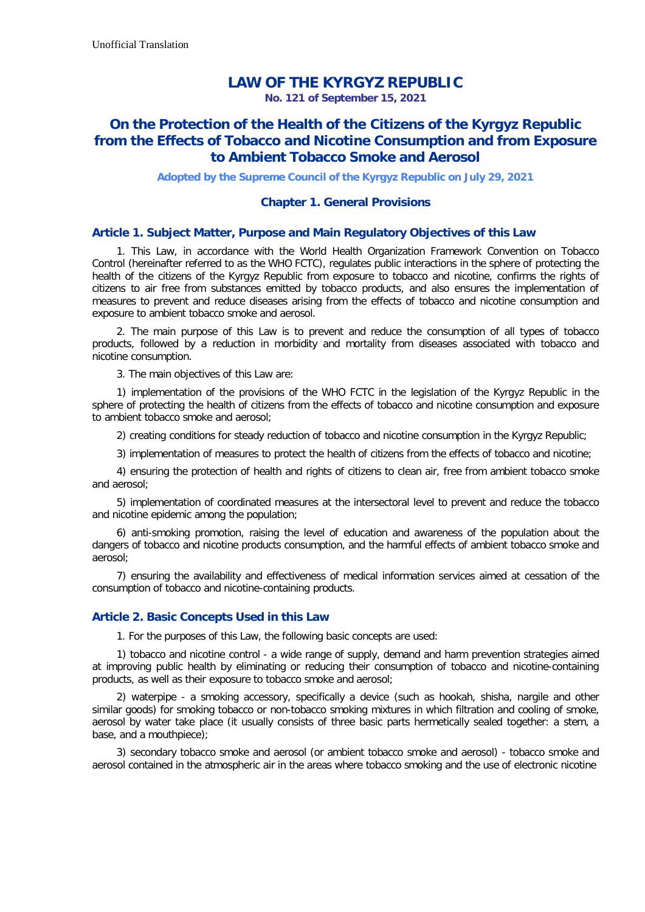Unofficial Translation

# LAW OF THE KYRGYZ REPUBLIC

**No. 121 of September 15, 2021**

# On the Protection of the Health of the Citizens of the Kyrgyz Republic from the Effects of Tobacco and Nicotine Consumption and from Exposure to Ambient Tobacco Smoke and Aerosol

**Adopted by the Supreme Council of the Kyrgyz Republic on July 29, 2021**

## Chapter 1. General Provisions

### Article 1. Subject Matter, Purpose and Main Regulatory Objectives of this Law

1. This Law, in accordance with the World Health Organization Framework Convention on Tobacco Control (hereinafter referred to as the WHO FCTC), regulates public interactions in the sphere of protecting the health of the citizens of the Kyrgyz Republic from exposure to tobacco and nicotine, confirms the rights of citizens to air free from substances emitted by tobacco products, and also ensures the implementation of measures to prevent and reduce diseases arising from the effects of tobacco and nicotine consumption and exposure to ambient tobacco smoke and aerosol.

2. The main purpose of this Law is to prevent and reduce the consumption of all types of tobacco products, followed by a reduction in morbidity and mortality from diseases associated with tobacco and nicotine consumption.

3. The main objectives of this Law are:

1) implementation of the provisions of the WHO FCTC in the legislation of the Kyrgyz Republic in the sphere of protecting the health of citizens from the effects of tobacco and nicotine consumption and exposure to ambient tobacco smoke and aerosol;

2) creating conditions for steady reduction of tobacco and nicotine consumption in the Kyrgyz Republic;

3) implementation of measures to protect the health of citizens from the effects of tobacco and nicotine;

4) ensuring the protection of health and rights of citizens to clean air, free from ambient tobacco smoke and aerosol;

5) implementation of coordinated measures at the intersectoral level to prevent and reduce the tobacco and nicotine epidemic among the population;

6) anti-smoking promotion, raising the level of education and awareness of the population about the dangers of tobacco and nicotine products consumption, and the harmful effects of ambient tobacco smoke and aerosol;

7) ensuring the availability and effectiveness of medical information services aimed at cessation of the consumption of tobacco and nicotine-containing products.

### Article 2. Basic Concepts Used in this Law

1. For the purposes of this Law, the following basic concepts are used:

1) tobacco and nicotine control - a wide range of supply, demand and harm prevention strategies aimed at improving public health by eliminating or reducing their consumption of tobacco and nicotine-containing products, as well as their exposure to tobacco smoke and aerosol;

2) waterpipe - a smoking accessory, specifically a device (such as hookah, shisha, nargile and other similar goods) for smoking tobacco or non-tobacco smoking mixtures in which filtration and cooling of smoke, aerosol by water take place (it usually consists of three basic parts hermetically sealed together: a stem, a base, and a mouthpiece);

3) secondary tobacco smoke and aerosol (or ambient tobacco smoke and aerosol) - tobacco smoke and aerosol contained in the atmospheric air in the areas where tobacco smoking and the use of electronic nicotine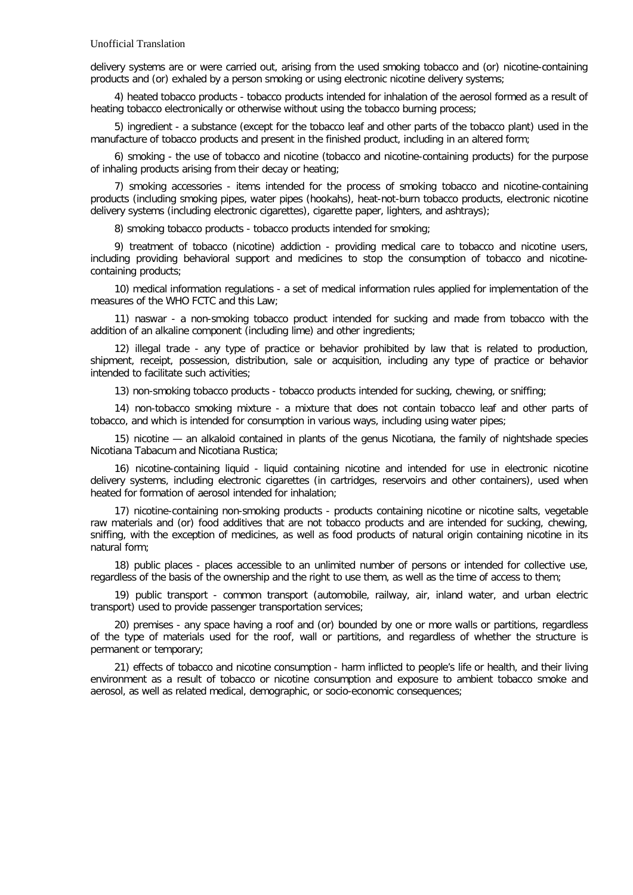delivery systems are or were carried out, arising from the used smoking tobacco and (or) nicotine-containing products and (or) exhaled by a person smoking or using electronic nicotine delivery systems;

4) heated tobacco products - tobacco products intended for inhalation of the aerosol formed as a result of heating tobacco electronically or otherwise without using the tobacco burning process;

5) ingredient - a substance (except for the tobacco leaf and other parts of the tobacco plant) used in the manufacture of tobacco products and present in the finished product, including in an altered form;

6) smoking - the use of tobacco and nicotine (tobacco and nicotine-containing products) for the purpose of inhaling products arising from their decay or heating;

7) smoking accessories - items intended for the process of smoking tobacco and nicotine-containing products (including smoking pipes, water pipes (hookahs), heat-not-burn tobacco products, electronic nicotine delivery systems (including electronic cigarettes), cigarette paper, lighters, and ashtrays);

8) smoking tobacco products - tobacco products intended for smoking;

9) treatment of tobacco (nicotine) addiction - providing medical care to tobacco and nicotine users, including providing behavioral support and medicines to stop the consumption of tobacco and nicotine-containing products;

10) medical information regulations - a set of medical information rules applied for implementation of the measures of the WHO FCTC and this Law;

11) naswar - a non-smoking tobacco product intended for sucking and made from tobacco with the addition of an alkaline component (including lime) and other ingredients;

12) illegal trade - any type of practice or behavior prohibited by law that is related to production, shipment, receipt, possession, distribution, sale or acquisition, including any type of practice or behavior intended to facilitate such activities;

13) non-smoking tobacco products - tobacco products intended for sucking, chewing, or sniffing;

14) non-tobacco smoking mixture - a mixture that does not contain tobacco leaf and other parts of tobacco, and which is intended for consumption in various ways, including using water pipes;

15) nicotine — an alkaloid contained in plants of the genus Nicotiana, the family of nightshade species Nicotiana Tabacum and Nicotiana Rustica;

16) nicotine-containing liquid - liquid containing nicotine and intended for use in electronic nicotine delivery systems, including electronic cigarettes (in cartridges, reservoirs and other containers), used when heated for formation of aerosol intended for inhalation;

17) nicotine-containing non-smoking products - products containing nicotine or nicotine salts, vegetable raw materials and (or) food additives that are not tobacco products and are intended for sucking, chewing, sniffing, with the exception of medicines, as well as food products of natural origin containing nicotine in its natural form;

18) public places - places accessible to an unlimited number of persons or intended for collective use, regardless of the basis of the ownership and the right to use them, as well as the time of access to them;

19) public transport - common transport (automobile, railway, air, inland water, and urban electric transport) used to provide passenger transportation services;

20) premises - any space having a roof and (or) bounded by one or more walls or partitions, regardless of the type of materials used for the roof, wall or partitions, and regardless of whether the structure is permanent or temporary;

21) effects of tobacco and nicotine consumption - harm inflicted to people's life or health, and their living environment as a result of tobacco or nicotine consumption and exposure to ambient tobacco smoke and aerosol, as well as related medical, demographic, or socio-economic consequences;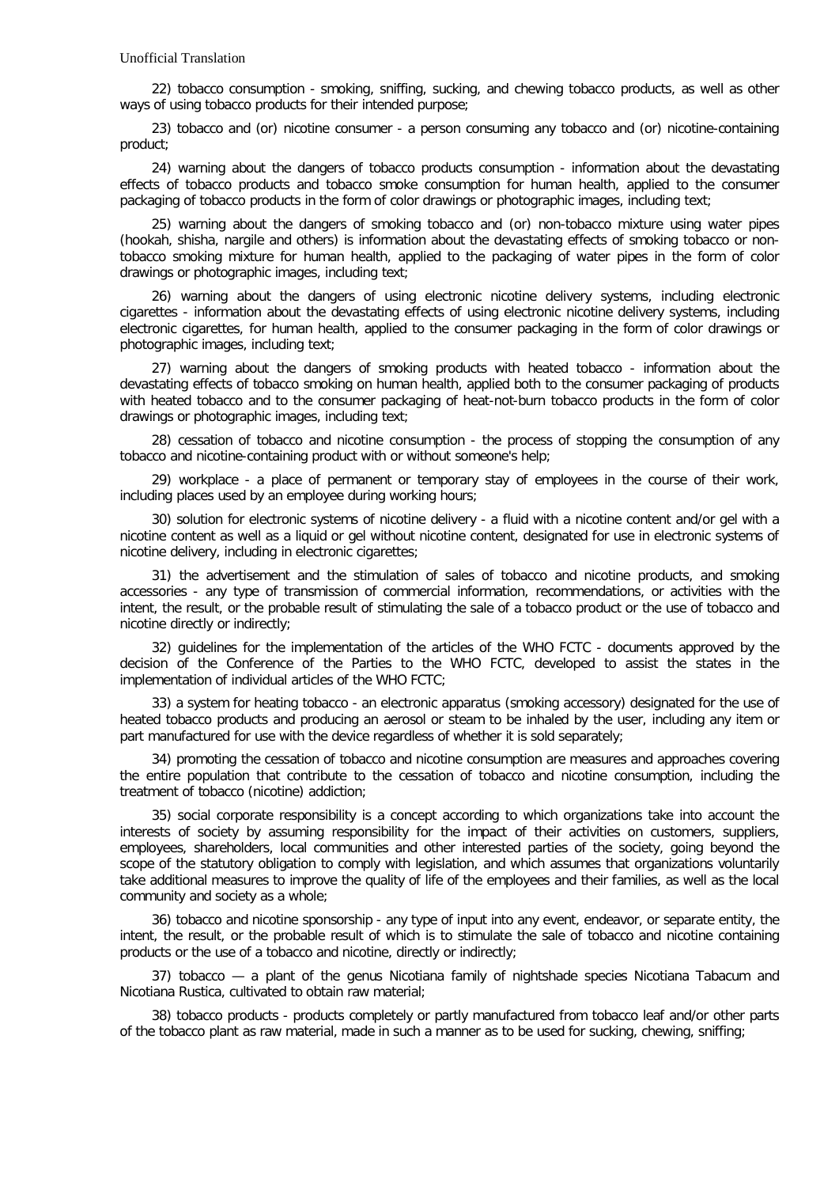22) tobacco consumption - smoking, sniffing, sucking, and chewing tobacco products, as well as other ways of using tobacco products for their intended purpose;

23) tobacco and (or) nicotine consumer - a person consuming any tobacco and (or) nicotine-containing product;

24) warning about the dangers of tobacco products consumption - information about the devastating effects of tobacco products and tobacco smoke consumption for human health, applied to the consumer packaging of tobacco products in the form of color drawings or photographic images, including text;

25) warning about the dangers of smoking tobacco and (or) non-tobacco mixture using water pipes (hookah, shisha, nargile and others) is information about the devastating effects of smoking tobacco or non-tobacco smoking mixture for human health, applied to the packaging of water pipes in the form of color drawings or photographic images, including text;

26) warning about the dangers of using electronic nicotine delivery systems, including electronic cigarettes - information about the devastating effects of using electronic nicotine delivery systems, including electronic cigarettes, for human health, applied to the consumer packaging in the form of color drawings or photographic images, including text;

27) warning about the dangers of smoking products with heated tobacco - information about the devastating effects of tobacco smoking on human health, applied both to the consumer packaging of products with heated tobacco and to the consumer packaging of heat-not-burn tobacco products in the form of color drawings or photographic images, including text;

28) cessation of tobacco and nicotine consumption - the process of stopping the consumption of any tobacco and nicotine-containing product with or without someone's help;

29) workplace - a place of permanent or temporary stay of employees in the course of their work, including places used by an employee during working hours;

30) solution for electronic systems of nicotine delivery - a fluid with a nicotine content and/or gel with a nicotine content as well as a liquid or gel without nicotine content, designated for use in electronic systems of nicotine delivery, including in electronic cigarettes;

31) the advertisement and the stimulation of sales of tobacco and nicotine products, and smoking accessories - any type of transmission of commercial information, recommendations, or activities with the intent, the result, or the probable result of stimulating the sale of a tobacco product or the use of tobacco and nicotine directly or indirectly;

32) guidelines for the implementation of the articles of the WHO FCTC - documents approved by the decision of the Conference of the Parties to the WHO FCTC, developed to assist the states in the implementation of individual articles of the WHO FCTC;

33) a system for heating tobacco - an electronic apparatus (smoking accessory) designated for the use of heated tobacco products and producing an aerosol or steam to be inhaled by the user, including any item or part manufactured for use with the device regardless of whether it is sold separately;

34) promoting the cessation of tobacco and nicotine consumption are measures and approaches covering the entire population that contribute to the cessation of tobacco and nicotine consumption, including the treatment of tobacco (nicotine) addiction;

35) social corporate responsibility is a concept according to which organizations take into account the interests of society by assuming responsibility for the impact of their activities on customers, suppliers, employees, shareholders, local communities and other interested parties of the society, going beyond the scope of the statutory obligation to comply with legislation, and which assumes that organizations voluntarily take additional measures to improve the quality of life of the employees and their families, as well as the local community and society as a whole;

36) tobacco and nicotine sponsorship - any type of input into any event, endeavor, or separate entity, the intent, the result, or the probable result of which is to stimulate the sale of tobacco and nicotine containing products or the use of a tobacco and nicotine, directly or indirectly;

37) tobacco — a plant of the genus Nicotiana family of nightshade species Nicotiana Tabacum and Nicotiana Rustica, cultivated to obtain raw material;

38) tobacco products - products completely or partly manufactured from tobacco leaf and/or other parts of the tobacco plant as raw material, made in such a manner as to be used for sucking, chewing, sniffing;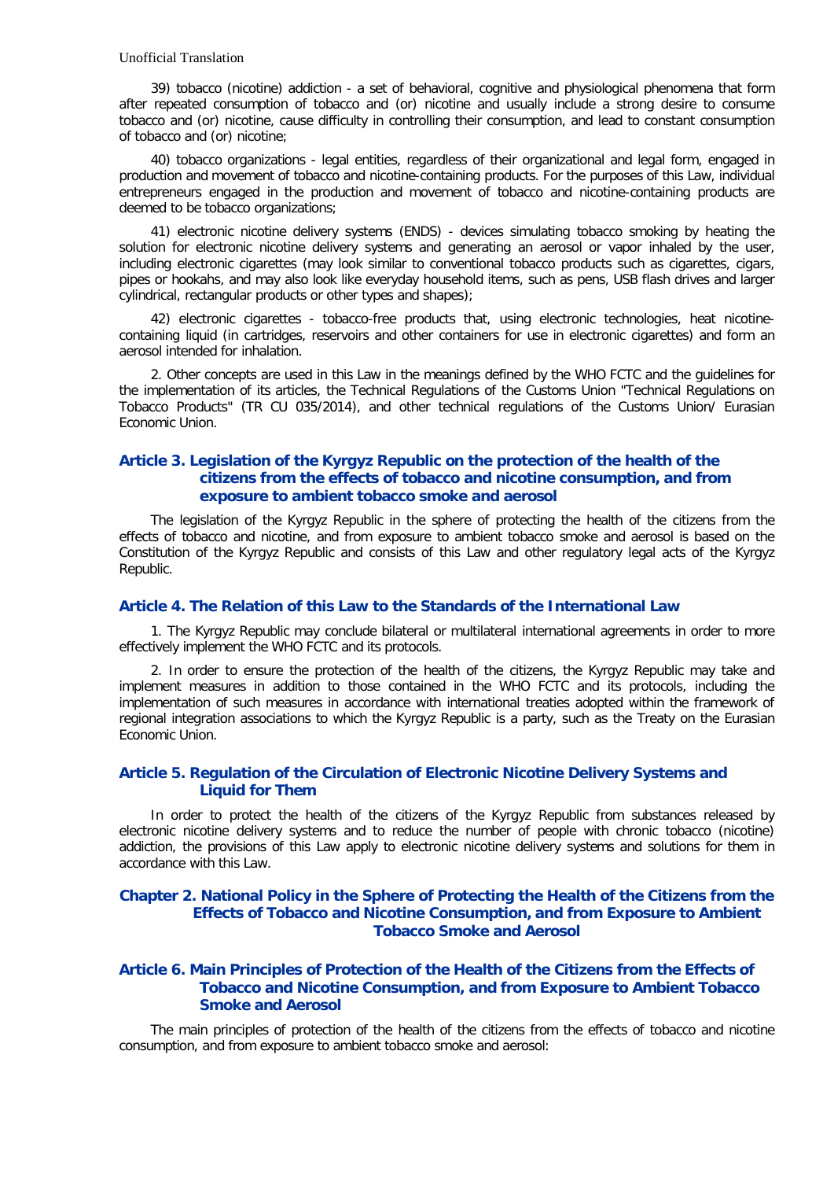39) tobacco (nicotine) addiction - a set of behavioral, cognitive and physiological phenomena that form after repeated consumption of tobacco and (or) nicotine and usually include a strong desire to consume tobacco and (or) nicotine, cause difficulty in controlling their consumption, and lead to constant consumption of tobacco and (or) nicotine;

40) tobacco organizations - legal entities, regardless of their organizational and legal form, engaged in production and movement of tobacco and nicotine-containing products. For the purposes of this Law, individual entrepreneurs engaged in the production and movement of tobacco and nicotine-containing products are deemed to be tobacco organizations;

41) electronic nicotine delivery systems (ENDS) - devices simulating tobacco smoking by heating the solution for electronic nicotine delivery systems and generating an aerosol or vapor inhaled by the user, including electronic cigarettes (may look similar to conventional tobacco products such as cigarettes, cigars, pipes or hookahs, and may also look like everyday household items, such as pens, USB flash drives and larger cylindrical, rectangular products or other types and shapes);

42) electronic cigarettes - tobacco-free products that, using electronic technologies, heat nicotine-containing liquid (in cartridges, reservoirs and other containers for use in electronic cigarettes) and form an aerosol intended for inhalation.

2. Other concepts are used in this Law in the meanings defined by the WHO FCTC and the guidelines for the implementation of its articles, the Technical Regulations of the Customs Union "Technical Regulations on Tobacco Products" (TR CU 035/2014), and other technical regulations of the Customs Union/ Eurasian Economic Union.

### Article 3. Legislation of the Kyrgyz Republic on the protection of the health of the citizens from the effects of tobacco and nicotine consumption, and from exposure to ambient tobacco smoke and aerosol

The legislation of the Kyrgyz Republic in the sphere of protecting the health of the citizens from the effects of tobacco and nicotine, and from exposure to ambient tobacco smoke and aerosol is based on the Constitution of the Kyrgyz Republic and consists of this Law and other regulatory legal acts of the Kyrgyz Republic.

### Article 4. The Relation of this Law to the Standards of the International Law

1. The Kyrgyz Republic may conclude bilateral or multilateral international agreements in order to more effectively implement the WHO FCTC and its protocols.

2. In order to ensure the protection of the health of the citizens, the Kyrgyz Republic may take and implement measures in addition to those contained in the WHO FCTC and its protocols, including the implementation of such measures in accordance with international treaties adopted within the framework of regional integration associations to which the Kyrgyz Republic is a party, such as the Treaty on the Eurasian Economic Union.

### Article 5. Regulation of the Circulation of Electronic Nicotine Delivery Systems and Liquid for Them

In order to protect the health of the citizens of the Kyrgyz Republic from substances released by electronic nicotine delivery systems and to reduce the number of people with chronic tobacco (nicotine) addiction, the provisions of this Law apply to electronic nicotine delivery systems and solutions for them in accordance with this Law.

## Chapter 2. National Policy in the Sphere of Protecting the Health of the Citizens from the Effects of Tobacco and Nicotine Consumption, and from Exposure to Ambient Tobacco Smoke and Aerosol

### Article 6. Main Principles of Protection of the Health of the Citizens from the Effects of Tobacco and Nicotine Consumption, and from Exposure to Ambient Tobacco Smoke and Aerosol

The main principles of protection of the health of the citizens from the effects of tobacco and nicotine consumption, and from exposure to ambient tobacco smoke and aerosol: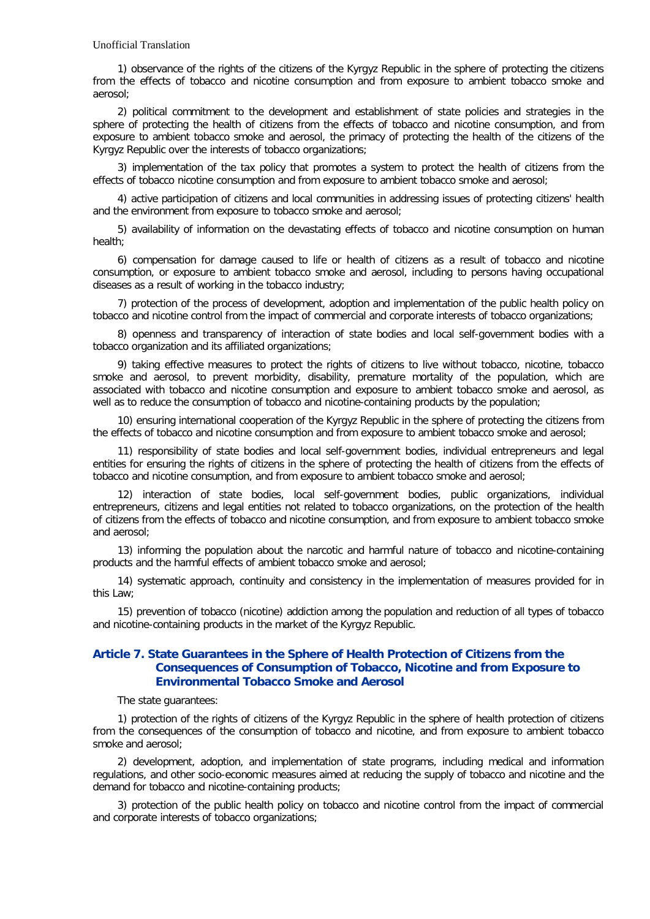Unofficial Translation

1) observance of the rights of the citizens of the Kyrgyz Republic in the sphere of protecting the citizens from the effects of tobacco and nicotine consumption and from exposure to ambient tobacco smoke and aerosol;

2) political commitment to the development and establishment of state policies and strategies in the sphere of protecting the health of citizens from the effects of tobacco and nicotine consumption, and from exposure to ambient tobacco smoke and aerosol, the primacy of protecting the health of the citizens of the Kyrgyz Republic over the interests of tobacco organizations;

3) implementation of the tax policy that promotes a system to protect the health of citizens from the effects of tobacco nicotine consumption and from exposure to ambient tobacco smoke and aerosol;

4) active participation of citizens and local communities in addressing issues of protecting citizens' health and the environment from exposure to tobacco smoke and aerosol;

5) availability of information on the devastating effects of tobacco and nicotine consumption on human health;

6) compensation for damage caused to life or health of citizens as a result of tobacco and nicotine consumption, or exposure to ambient tobacco smoke and aerosol, including to persons having occupational diseases as a result of working in the tobacco industry;

7) protection of the process of development, adoption and implementation of the public health policy on tobacco and nicotine control from the impact of commercial and corporate interests of tobacco organizations;

8) openness and transparency of interaction of state bodies and local self-government bodies with a tobacco organization and its affiliated organizations;

9) taking effective measures to protect the rights of citizens to live without tobacco, nicotine, tobacco smoke and aerosol, to prevent morbidity, disability, premature mortality of the population, which are associated with tobacco and nicotine consumption and exposure to ambient tobacco smoke and aerosol, as well as to reduce the consumption of tobacco and nicotine-containing products by the population;

10) ensuring international cooperation of the Kyrgyz Republic in the sphere of protecting the citizens from the effects of tobacco and nicotine consumption and from exposure to ambient tobacco smoke and aerosol;

11) responsibility of state bodies and local self-government bodies, individual entrepreneurs and legal entities for ensuring the rights of citizens in the sphere of protecting the health of citizens from the effects of tobacco and nicotine consumption, and from exposure to ambient tobacco smoke and aerosol;

12) interaction of state bodies, local self-government bodies, public organizations, individual entrepreneurs, citizens and legal entities not related to tobacco organizations, on the protection of the health of citizens from the effects of tobacco and nicotine consumption, and from exposure to ambient tobacco smoke and aerosol;

13) informing the population about the narcotic and harmful nature of tobacco and nicotine-containing products and the harmful effects of ambient tobacco smoke and aerosol;

14) systematic approach, continuity and consistency in the implementation of measures provided for in this Law;

15) prevention of tobacco (nicotine) addiction among the population and reduction of all types of tobacco and nicotine-containing products in the market of the Kyrgyz Republic.

### Article 7. State Guarantees in the Sphere of Health Protection of Citizens from the Consequences of Consumption of Tobacco, Nicotine and from Exposure to Environmental Tobacco Smoke and Aerosol

The state guarantees:

1) protection of the rights of citizens of the Kyrgyz Republic in the sphere of health protection of citizens from the consequences of the consumption of tobacco and nicotine, and from exposure to ambient tobacco smoke and aerosol;

2) development, adoption, and implementation of state programs, including medical and information regulations, and other socio-economic measures aimed at reducing the supply of tobacco and nicotine and the demand for tobacco and nicotine-containing products;

3) protection of the public health policy on tobacco and nicotine control from the impact of commercial and corporate interests of tobacco organizations;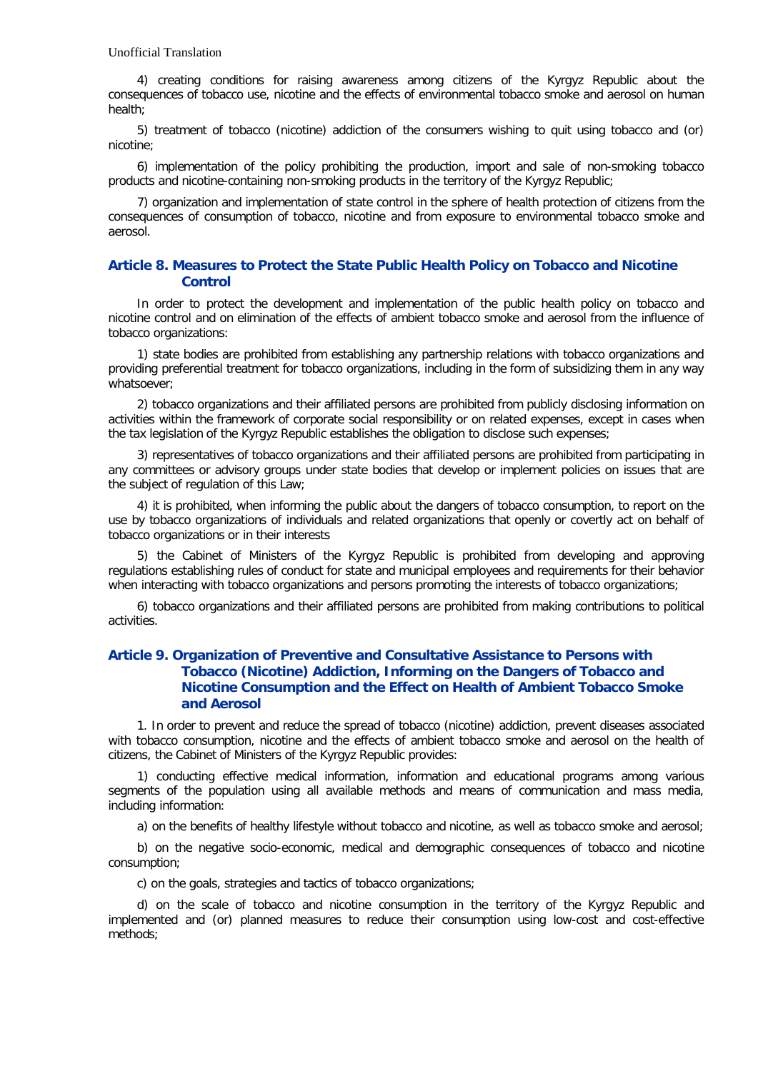4) creating conditions for raising awareness among citizens of the Kyrgyz Republic about the consequences of tobacco use, nicotine and the effects of environmental tobacco smoke and aerosol on human health;

5) treatment of tobacco (nicotine) addiction of the consumers wishing to quit using tobacco and (or) nicotine;

6) implementation of the policy prohibiting the production, import and sale of non-smoking tobacco products and nicotine-containing non-smoking products in the territory of the Kyrgyz Republic;

7) organization and implementation of state control in the sphere of health protection of citizens from the consequences of consumption of tobacco, nicotine and from exposure to environmental tobacco smoke and aerosol.

## Article 8. Measures to Protect the State Public Health Policy on Tobacco and Nicotine Control

In order to protect the development and implementation of the public health policy on tobacco and nicotine control and on elimination of the effects of ambient tobacco smoke and aerosol from the influence of tobacco organizations:

1) state bodies are prohibited from establishing any partnership relations with tobacco organizations and providing preferential treatment for tobacco organizations, including in the form of subsidizing them in any way whatsoever;

2) tobacco organizations and their affiliated persons are prohibited from publicly disclosing information on activities within the framework of corporate social responsibility or on related expenses, except in cases when the tax legislation of the Kyrgyz Republic establishes the obligation to disclose such expenses;

3) representatives of tobacco organizations and their affiliated persons are prohibited from participating in any committees or advisory groups under state bodies that develop or implement policies on issues that are the subject of regulation of this Law;

4) it is prohibited, when informing the public about the dangers of tobacco consumption, to report on the use by tobacco organizations of individuals and related organizations that openly or covertly act on behalf of tobacco organizations or in their interests

5) the Cabinet of Ministers of the Kyrgyz Republic is prohibited from developing and approving regulations establishing rules of conduct for state and municipal employees and requirements for their behavior when interacting with tobacco organizations and persons promoting the interests of tobacco organizations;

6) tobacco organizations and their affiliated persons are prohibited from making contributions to political activities.

## Article 9. Organization of Preventive and Consultative Assistance to Persons with Tobacco (Nicotine) Addiction, Informing on the Dangers of Tobacco and Nicotine Consumption and the Effect on Health of Ambient Tobacco Smoke and Aerosol

1. In order to prevent and reduce the spread of tobacco (nicotine) addiction, prevent diseases associated with tobacco consumption, nicotine and the effects of ambient tobacco smoke and aerosol on the health of citizens, the Cabinet of Ministers of the Kyrgyz Republic provides:

1) conducting effective medical information, information and educational programs among various segments of the population using all available methods and means of communication and mass media, including information:

a) on the benefits of healthy lifestyle without tobacco and nicotine, as well as tobacco smoke and aerosol;

b) on the negative socio-economic, medical and demographic consequences of tobacco and nicotine consumption;

c) on the goals, strategies and tactics of tobacco organizations;

d) on the scale of tobacco and nicotine consumption in the territory of the Kyrgyz Republic and implemented and (or) planned measures to reduce their consumption using low-cost and cost-effective methods;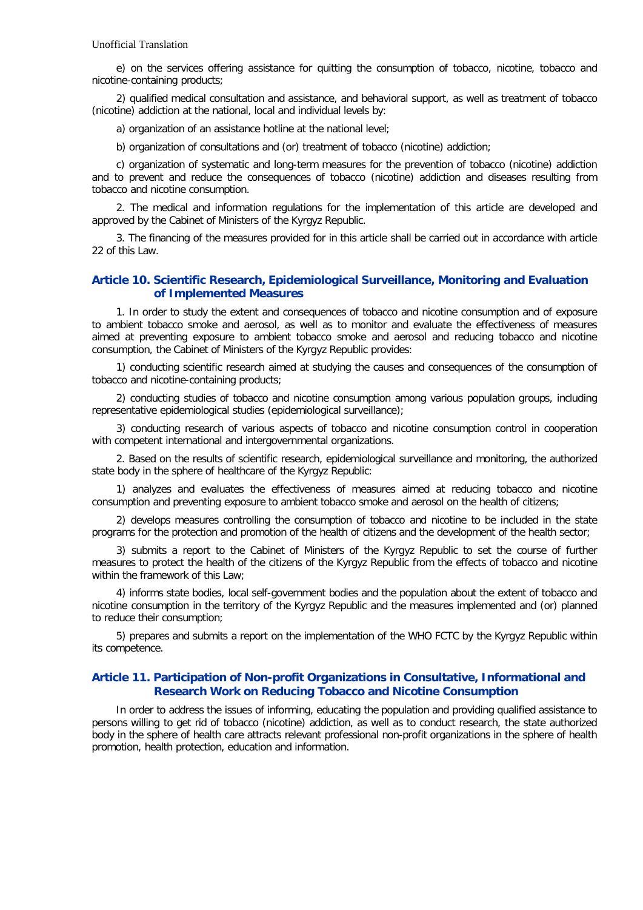e) on the services offering assistance for quitting the consumption of tobacco, nicotine, tobacco and nicotine-containing products;

2) qualified medical consultation and assistance, and behavioral support, as well as treatment of tobacco (nicotine) addiction at the national, local and individual levels by:

a) organization of an assistance hotline at the national level;

b) organization of consultations and (or) treatment of tobacco (nicotine) addiction;

c) organization of systematic and long-term measures for the prevention of tobacco (nicotine) addiction and to prevent and reduce the consequences of tobacco (nicotine) addiction and diseases resulting from tobacco and nicotine consumption.

2. The medical and information regulations for the implementation of this article are developed and approved by the Cabinet of Ministers of the Kyrgyz Republic.

3. The financing of the measures provided for in this article shall be carried out in accordance with article 22 of this Law.

## Article 10. Scientific Research, Epidemiological Surveillance, Monitoring and Evaluation of Implemented Measures

1. In order to study the extent and consequences of tobacco and nicotine consumption and of exposure to ambient tobacco smoke and aerosol, as well as to monitor and evaluate the effectiveness of measures aimed at preventing exposure to ambient tobacco smoke and aerosol and reducing tobacco and nicotine consumption, the Cabinet of Ministers of the Kyrgyz Republic provides:

1) conducting scientific research aimed at studying the causes and consequences of the consumption of tobacco and nicotine-containing products;

2) conducting studies of tobacco and nicotine consumption among various population groups, including representative epidemiological studies (epidemiological surveillance);

3) conducting research of various aspects of tobacco and nicotine consumption control in cooperation with competent international and intergovernmental organizations.

2. Based on the results of scientific research, epidemiological surveillance and monitoring, the authorized state body in the sphere of healthcare of the Kyrgyz Republic:

1) analyzes and evaluates the effectiveness of measures aimed at reducing tobacco and nicotine consumption and preventing exposure to ambient tobacco smoke and aerosol on the health of citizens;

2) develops measures controlling the consumption of tobacco and nicotine to be included in the state programs for the protection and promotion of the health of citizens and the development of the health sector;

3) submits a report to the Cabinet of Ministers of the Kyrgyz Republic to set the course of further measures to protect the health of the citizens of the Kyrgyz Republic from the effects of tobacco and nicotine within the framework of this Law;

4) informs state bodies, local self-government bodies and the population about the extent of tobacco and nicotine consumption in the territory of the Kyrgyz Republic and the measures implemented and (or) planned to reduce their consumption;

5) prepares and submits a report on the implementation of the WHO FCTC by the Kyrgyz Republic within its competence.

## Article 11. Participation of Non-profit Organizations in Consultative, Informational and Research Work on Reducing Tobacco and Nicotine Consumption

In order to address the issues of informing, educating the population and providing qualified assistance to persons willing to get rid of tobacco (nicotine) addiction, as well as to conduct research, the state authorized body in the sphere of health care attracts relevant professional non-profit organizations in the sphere of health promotion, health protection, education and information.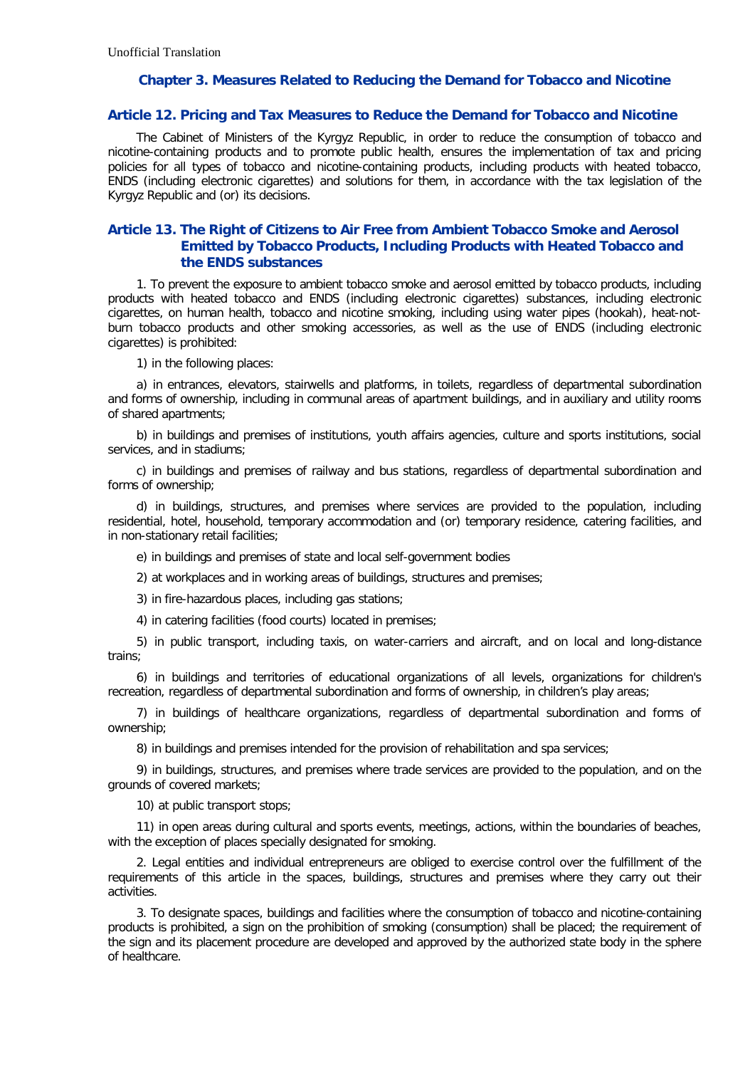## Chapter 3. Measures Related to Reducing the Demand for Tobacco and Nicotine

### Article 12. Pricing and Tax Measures to Reduce the Demand for Tobacco and Nicotine

The Cabinet of Ministers of the Kyrgyz Republic, in order to reduce the consumption of tobacco and nicotine-containing products and to promote public health, ensures the implementation of tax and pricing policies for all types of tobacco and nicotine-containing products, including products with heated tobacco, ENDS (including electronic cigarettes) and solutions for them, in accordance with the tax legislation of the Kyrgyz Republic and (or) its decisions.

### Article 13. The Right of Citizens to Air Free from Ambient Tobacco Smoke and Aerosol Emitted by Tobacco Products, Including Products with Heated Tobacco and the ENDS substances

1. To prevent the exposure to ambient tobacco smoke and aerosol emitted by tobacco products, including products with heated tobacco and ENDS (including electronic cigarettes) substances, including electronic cigarettes, on human health, tobacco and nicotine smoking, including using water pipes (hookah), heat-not-burn tobacco products and other smoking accessories, as well as the use of ENDS (including electronic cigarettes) is prohibited:

1) in the following places:

a) in entrances, elevators, stairwells and platforms, in toilets, regardless of departmental subordination and forms of ownership, including in communal areas of apartment buildings, and in auxiliary and utility rooms of shared apartments;

b) in buildings and premises of institutions, youth affairs agencies, culture and sports institutions, social services, and in stadiums;

c) in buildings and premises of railway and bus stations, regardless of departmental subordination and forms of ownership;

d) in buildings, structures, and premises where services are provided to the population, including residential, hotel, household, temporary accommodation and (or) temporary residence, catering facilities, and in non-stationary retail facilities;

e) in buildings and premises of state and local self-government bodies

2) at workplaces and in working areas of buildings, structures and premises;

3) in fire-hazardous places, including gas stations;

4) in catering facilities (food courts) located in premises;

5) in public transport, including taxis, on water-carriers and aircraft, and on local and long-distance trains;

6) in buildings and territories of educational organizations of all levels, organizations for children's recreation, regardless of departmental subordination and forms of ownership, in children's play areas;

7) in buildings of healthcare organizations, regardless of departmental subordination and forms of ownership;

8) in buildings and premises intended for the provision of rehabilitation and spa services;

9) in buildings, structures, and premises where trade services are provided to the population, and on the grounds of covered markets;

10) at public transport stops;

11) in open areas during cultural and sports events, meetings, actions, within the boundaries of beaches, with the exception of places specially designated for smoking.

2. Legal entities and individual entrepreneurs are obliged to exercise control over the fulfillment of the requirements of this article in the spaces, buildings, structures and premises where they carry out their activities.

3. To designate spaces, buildings and facilities where the consumption of tobacco and nicotine-containing products is prohibited, a sign on the prohibition of smoking (consumption) shall be placed; the requirement of the sign and its placement procedure are developed and approved by the authorized state body in the sphere of healthcare.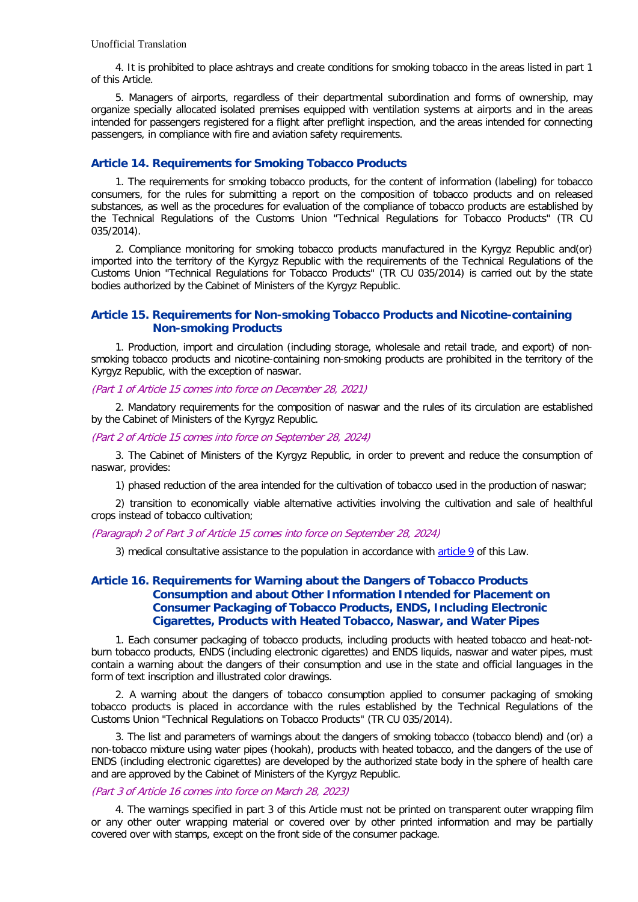4. It is prohibited to place ashtrays and create conditions for smoking tobacco in the areas listed in part 1 of this Article.

5. Managers of airports, regardless of their departmental subordination and forms of ownership, may organize specially allocated isolated premises equipped with ventilation systems at airports and in the areas intended for passengers registered for a flight after preflight inspection, and the areas intended for connecting passengers, in compliance with fire and aviation safety requirements.

### Article 14. Requirements for Smoking Tobacco Products

1. The requirements for smoking tobacco products, for the content of information (labeling) for tobacco consumers, for the rules for submitting a report on the composition of tobacco products and on released substances, as well as the procedures for evaluation of the compliance of tobacco products are established by the Technical Regulations of the Customs Union "Technical Regulations for Tobacco Products" (TR CU 035/2014).

2. Compliance monitoring for smoking tobacco products manufactured in the Kyrgyz Republic and(or) imported into the territory of the Kyrgyz Republic with the requirements of the Technical Regulations of the Customs Union "Technical Regulations for Tobacco Products" (TR CU 035/2014) is carried out by the state bodies authorized by the Cabinet of Ministers of the Kyrgyz Republic.

### Article 15. Requirements for Non-smoking Tobacco Products and Nicotine-containing Non-smoking Products

1. Production, import and circulation (including storage, wholesale and retail trade, and export) of non-smoking tobacco products and nicotine-containing non-smoking products are prohibited in the territory of the Kyrgyz Republic, with the exception of naswar.

*(Part 1 of Article 15 comes into force on December 28, 2021)*

2. Mandatory requirements for the composition of naswar and the rules of its circulation are established by the Cabinet of Ministers of the Kyrgyz Republic.

*(Part 2 of Article 15 comes into force on September 28, 2024)*

3. The Cabinet of Ministers of the Kyrgyz Republic, in order to prevent and reduce the consumption of naswar, provides:

1) phased reduction of the area intended for the cultivation of tobacco used in the production of naswar;

2) transition to economically viable alternative activities involving the cultivation and sale of healthful crops instead of tobacco cultivation;

*(Paragraph 2 of Part 3 of Article 15 comes into force on September 28, 2024)*

3) medical consultative assistance to the population in accordance with article 9 of this Law.

### Article 16. Requirements for Warning about the Dangers of Tobacco Products Consumption and about Other Information Intended for Placement on Consumer Packaging of Tobacco Products, ENDS, Including Electronic Cigarettes, Products with Heated Tobacco, Naswar, and Water Pipes

1. Each consumer packaging of tobacco products, including products with heated tobacco and heat-not-burn tobacco products, ENDS (including electronic cigarettes) and ENDS liquids, naswar and water pipes, must contain a warning about the dangers of their consumption and use in the state and official languages in the form of text inscription and illustrated color drawings.

2. A warning about the dangers of tobacco consumption applied to consumer packaging of smoking tobacco products is placed in accordance with the rules established by the Technical Regulations of the Customs Union "Technical Regulations on Tobacco Products" (TR CU 035/2014).

3. The list and parameters of warnings about the dangers of smoking tobacco (tobacco blend) and (or) a non-tobacco mixture using water pipes (hookah), products with heated tobacco, and the dangers of the use of ENDS (including electronic cigarettes) are developed by the authorized state body in the sphere of health care and are approved by the Cabinet of Ministers of the Kyrgyz Republic.

*(Part 3 of Article 16 comes into force on March 28, 2023)*

4. The warnings specified in part 3 of this Article must not be printed on transparent outer wrapping film or any other outer wrapping material or covered over by other printed information and may be partially covered over with stamps, except on the front side of the consumer package.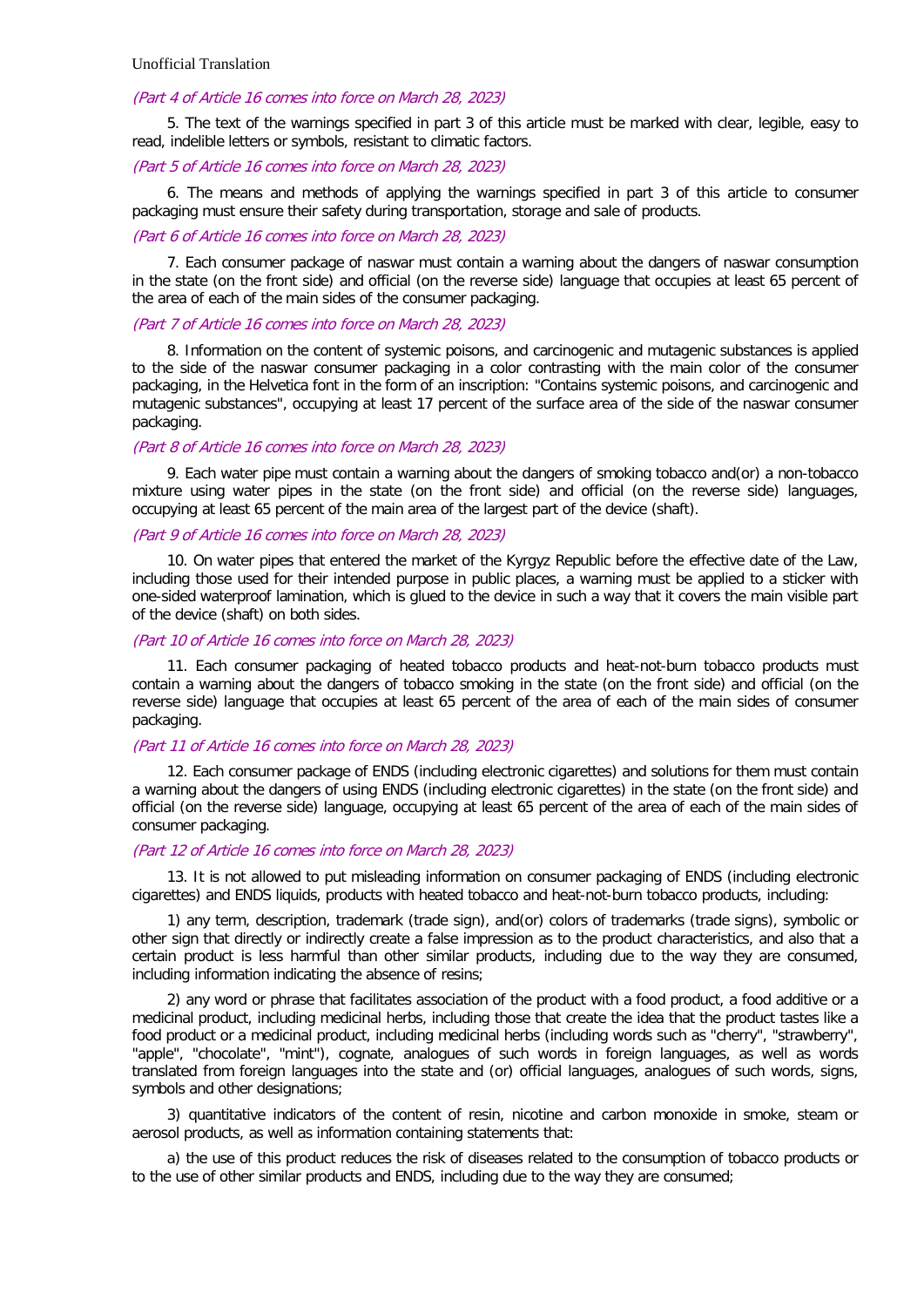Unofficial Translation

*(Part 4 of Article 16 comes into force on March 28, 2023)*

5. The text of the warnings specified in part 3 of this article must be marked with clear, legible, easy to read, indelible letters or symbols, resistant to climatic factors.

*(Part 5 of Article 16 comes into force on March 28, 2023)*

6. The means and methods of applying the warnings specified in part 3 of this article to consumer packaging must ensure their safety during transportation, storage and sale of products.

*(Part 6 of Article 16 comes into force on March 28, 2023)*

7. Each consumer package of naswar must contain a warning about the dangers of naswar consumption in the state (on the front side) and official (on the reverse side) language that occupies at least 65 percent of the area of each of the main sides of the consumer packaging.

*(Part 7 of Article 16 comes into force on March 28, 2023)*

8. Information on the content of systemic poisons, and carcinogenic and mutagenic substances is applied to the side of the naswar consumer packaging in a color contrasting with the main color of the consumer packaging, in the Helvetica font in the form of an inscription: "Contains systemic poisons, and carcinogenic and mutagenic substances", occupying at least 17 percent of the surface area of the side of the naswar consumer packaging.

*(Part 8 of Article 16 comes into force on March 28, 2023)*

9. Each water pipe must contain a warning about the dangers of smoking tobacco and(or) a non-tobacco mixture using water pipes in the state (on the front side) and official (on the reverse side) languages, occupying at least 65 percent of the main area of the largest part of the device (shaft).

*(Part 9 of Article 16 comes into force on March 28, 2023)*

10. On water pipes that entered the market of the Kyrgyz Republic before the effective date of the Law, including those used for their intended purpose in public places, a warning must be applied to a sticker with one-sided waterproof lamination, which is glued to the device in such a way that it covers the main visible part of the device (shaft) on both sides.

*(Part 10 of Article 16 comes into force on March 28, 2023)*

11. Each consumer packaging of heated tobacco products and heat-not-burn tobacco products must contain a warning about the dangers of tobacco smoking in the state (on the front side) and official (on the reverse side) language that occupies at least 65 percent of the area of each of the main sides of consumer packaging.

*(Part 11 of Article 16 comes into force on March 28, 2023)*

12. Each consumer package of ENDS (including electronic cigarettes) and solutions for them must contain a warning about the dangers of using ENDS (including electronic cigarettes) in the state (on the front side) and official (on the reverse side) language, occupying at least 65 percent of the area of each of the main sides of consumer packaging.

*(Part 12 of Article 16 comes into force on March 28, 2023)*

13. It is not allowed to put misleading information on consumer packaging of ENDS (including electronic cigarettes) and ENDS liquids, products with heated tobacco and heat-not-burn tobacco products, including:

1) any term, description, trademark (trade sign), and(or) colors of trademarks (trade signs), symbolic or other sign that directly or indirectly create a false impression as to the product characteristics, and also that a certain product is less harmful than other similar products, including due to the way they are consumed, including information indicating the absence of resins;

2) any word or phrase that facilitates association of the product with a food product, a food additive or a medicinal product, including medicinal herbs, including those that create the idea that the product tastes like a food product or a medicinal product, including medicinal herbs (including words such as "cherry", "strawberry", "apple", "chocolate", "mint"), cognate, analogues of such words in foreign languages, as well as words translated from foreign languages into the state and (or) official languages, analogues of such words, signs, symbols and other designations;

3) quantitative indicators of the content of resin, nicotine and carbon monoxide in smoke, steam or aerosol products, as well as information containing statements that:

a) the use of this product reduces the risk of diseases related to the consumption of tobacco products or to the use of other similar products and ENDS, including due to the way they are consumed;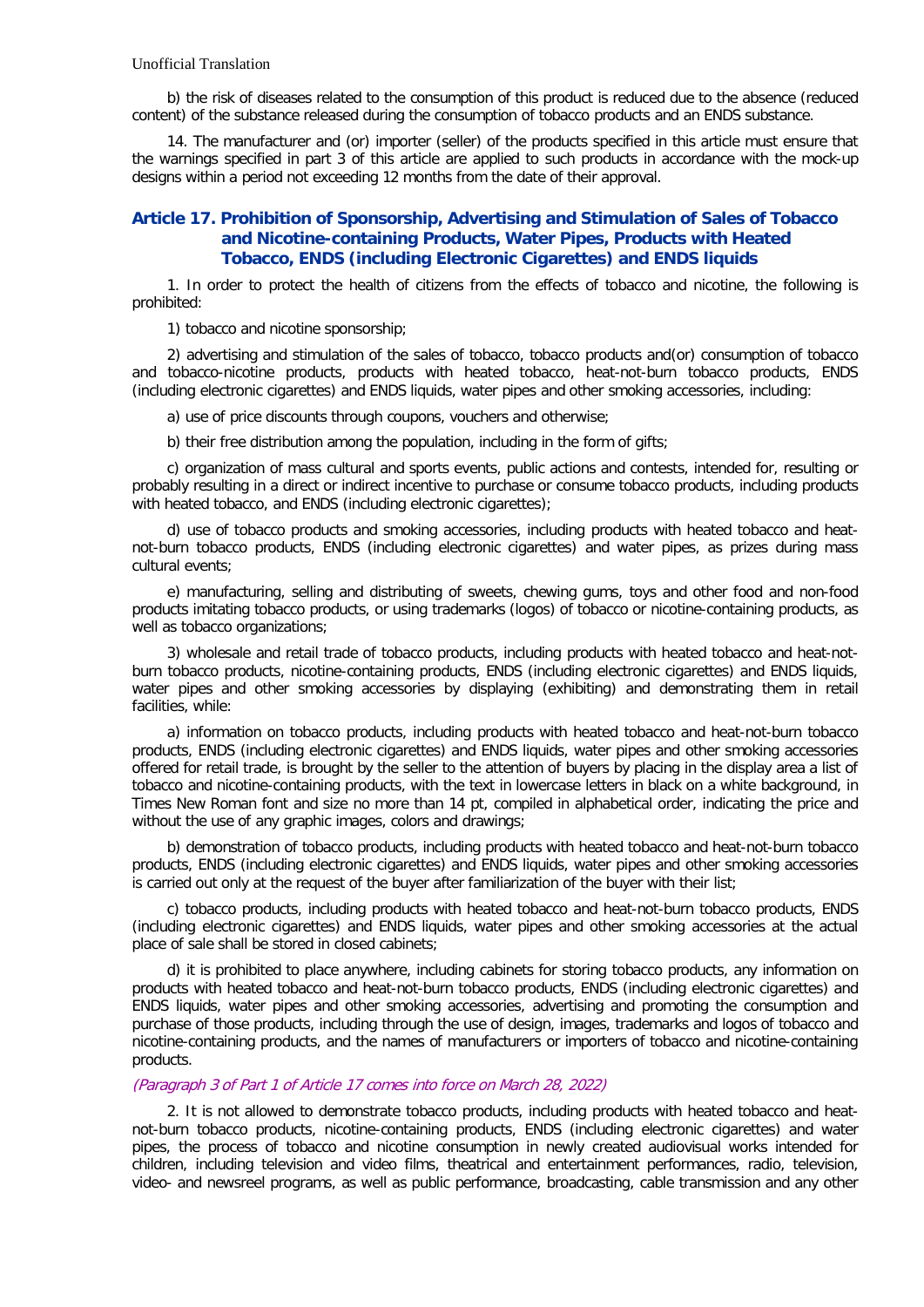b) the risk of diseases related to the consumption of this product is reduced due to the absence (reduced content) of the substance released during the consumption of tobacco products and an ENDS substance.

14. The manufacturer and (or) importer (seller) of the products specified in this article must ensure that the warnings specified in part 3 of this article are applied to such products in accordance with the mock-up designs within a period not exceeding 12 months from the date of their approval.

## Article 17. Prohibition of Sponsorship, Advertising and Stimulation of Sales of Tobacco and Nicotine-containing Products, Water Pipes, Products with Heated Tobacco, ENDS (including Electronic Cigarettes) and ENDS liquids

1. In order to protect the health of citizens from the effects of tobacco and nicotine, the following is prohibited:

1) tobacco and nicotine sponsorship;

2) advertising and stimulation of the sales of tobacco, tobacco products and(or) consumption of tobacco and tobacco-nicotine products, products with heated tobacco, heat-not-burn tobacco products, ENDS (including electronic cigarettes) and ENDS liquids, water pipes and other smoking accessories, including:

a) use of price discounts through coupons, vouchers and otherwise;

b) their free distribution among the population, including in the form of gifts;

c) organization of mass cultural and sports events, public actions and contests, intended for, resulting or probably resulting in a direct or indirect incentive to purchase or consume tobacco products, including products with heated tobacco, and ENDS (including electronic cigarettes);

d) use of tobacco products and smoking accessories, including products with heated tobacco and heat-not-burn tobacco products, ENDS (including electronic cigarettes) and water pipes, as prizes during mass cultural events;

e) manufacturing, selling and distributing of sweets, chewing gums, toys and other food and non-food products imitating tobacco products, or using trademarks (logos) of tobacco or nicotine-containing products, as well as tobacco organizations;

3) wholesale and retail trade of tobacco products, including products with heated tobacco and heat-not-burn tobacco products, nicotine-containing products, ENDS (including electronic cigarettes) and ENDS liquids, water pipes and other smoking accessories by displaying (exhibiting) and demonstrating them in retail facilities, while:

a) information on tobacco products, including products with heated tobacco and heat-not-burn tobacco products, ENDS (including electronic cigarettes) and ENDS liquids, water pipes and other smoking accessories offered for retail trade, is brought by the seller to the attention of buyers by placing in the display area a list of tobacco and nicotine-containing products, with the text in lowercase letters in black on a white background, in Times New Roman font and size no more than 14 pt, compiled in alphabetical order, indicating the price and without the use of any graphic images, colors and drawings;

b) demonstration of tobacco products, including products with heated tobacco and heat-not-burn tobacco products, ENDS (including electronic cigarettes) and ENDS liquids, water pipes and other smoking accessories is carried out only at the request of the buyer after familiarization of the buyer with their list;

c) tobacco products, including products with heated tobacco and heat-not-burn tobacco products, ENDS (including electronic cigarettes) and ENDS liquids, water pipes and other smoking accessories at the actual place of sale shall be stored in closed cabinets;

d) it is prohibited to place anywhere, including cabinets for storing tobacco products, any information on products with heated tobacco and heat-not-burn tobacco products, ENDS (including electronic cigarettes) and ENDS liquids, water pipes and other smoking accessories, advertising and promoting the consumption and purchase of those products, including through the use of design, images, trademarks and logos of tobacco and nicotine-containing products, and the names of manufacturers or importers of tobacco and nicotine-containing products.

*(Paragraph 3 of Part 1 of Article 17 comes into force on March 28, 2022)*

2. It is not allowed to demonstrate tobacco products, including products with heated tobacco and heat-not-burn tobacco products, nicotine-containing products, ENDS (including electronic cigarettes) and water pipes, the process of tobacco and nicotine consumption in newly created audiovisual works intended for children, including television and video films, theatrical and entertainment performances, radio, television, video- and newsreel programs, as well as public performance, broadcasting, cable transmission and any other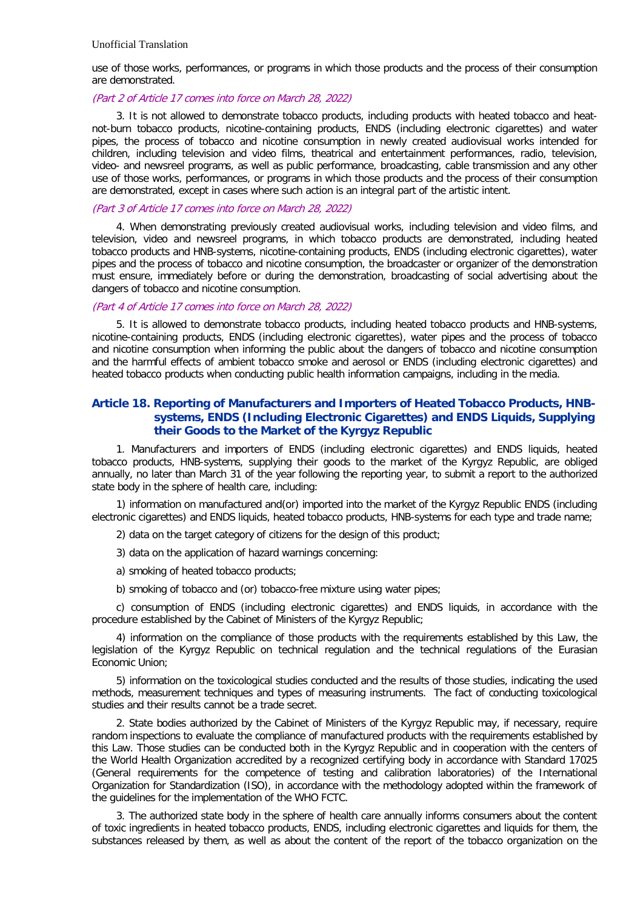use of those works, performances, or programs in which those products and the process of their consumption are demonstrated.

*(Part 2 of Article 17 comes into force on March 28, 2022)*

3. It is not allowed to demonstrate tobacco products, including products with heated tobacco and heat-not-burn tobacco products, nicotine-containing products, ENDS (including electronic cigarettes) and water pipes, the process of tobacco and nicotine consumption in newly created audiovisual works intended for children, including television and video films, theatrical and entertainment performances, radio, television, video- and newsreel programs, as well as public performance, broadcasting, cable transmission and any other use of those works, performances, or programs in which those products and the process of their consumption are demonstrated, except in cases where such action is an integral part of the artistic intent.

*(Part 3 of Article 17 comes into force on March 28, 2022)*

4. When demonstrating previously created audiovisual works, including television and video films, and television, video and newsreel programs, in which tobacco products are demonstrated, including heated tobacco products and HNB-systems, nicotine-containing products, ENDS (including electronic cigarettes), water pipes and the process of tobacco and nicotine consumption, the broadcaster or organizer of the demonstration must ensure, immediately before or during the demonstration, broadcasting of social advertising about the dangers of tobacco and nicotine consumption.

*(Part 4 of Article 17 comes into force on March 28, 2022)*

5. It is allowed to demonstrate tobacco products, including heated tobacco products and HNB-systems, nicotine-containing products, ENDS (including electronic cigarettes), water pipes and the process of tobacco and nicotine consumption when informing the public about the dangers of tobacco and nicotine consumption and the harmful effects of ambient tobacco smoke and aerosol or ENDS (including electronic cigarettes) and heated tobacco products when conducting public health information campaigns, including in the media.

## Article 18. Reporting of Manufacturers and Importers of Heated Tobacco Products, HNB-systems, ENDS (Including Electronic Cigarettes) and ENDS Liquids, Supplying their Goods to the Market of the Kyrgyz Republic

1. Manufacturers and importers of ENDS (including electronic cigarettes) and ENDS liquids, heated tobacco products, HNB-systems, supplying their goods to the market of the Kyrgyz Republic, are obliged annually, no later than March 31 of the year following the reporting year, to submit a report to the authorized state body in the sphere of health care, including:

1) information on manufactured and(or) imported into the market of the Kyrgyz Republic ENDS (including electronic cigarettes) and ENDS liquids, heated tobacco products, HNB-systems for each type and trade name;

2) data on the target category of citizens for the design of this product;

3) data on the application of hazard warnings concerning:

a) smoking of heated tobacco products;

b) smoking of tobacco and (or) tobacco-free mixture using water pipes;

c) consumption of ENDS (including electronic cigarettes) and ENDS liquids, in accordance with the procedure established by the Cabinet of Ministers of the Kyrgyz Republic;

4) information on the compliance of those products with the requirements established by this Law, the legislation of the Kyrgyz Republic on technical regulation and the technical regulations of the Eurasian Economic Union;

5) information on the toxicological studies conducted and the results of those studies, indicating the used methods, measurement techniques and types of measuring instruments. The fact of conducting toxicological studies and their results cannot be a trade secret.

2. State bodies authorized by the Cabinet of Ministers of the Kyrgyz Republic may, if necessary, require random inspections to evaluate the compliance of manufactured products with the requirements established by this Law. Those studies can be conducted both in the Kyrgyz Republic and in cooperation with the centers of the World Health Organization accredited by a recognized certifying body in accordance with Standard 17025 (General requirements for the competence of testing and calibration laboratories) of the International Organization for Standardization (ISO), in accordance with the methodology adopted within the framework of the guidelines for the implementation of the WHO FCTC.

3. The authorized state body in the sphere of health care annually informs consumers about the content of toxic ingredients in heated tobacco products, ENDS, including electronic cigarettes and liquids for them, the substances released by them, as well as about the content of the report of the tobacco organization on the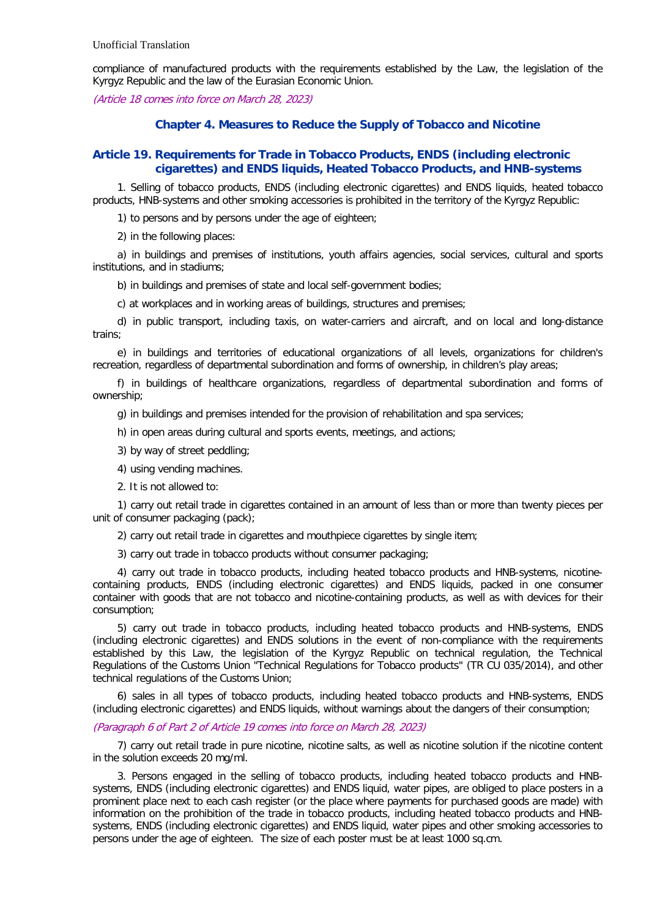compliance of manufactured products with the requirements established by the Law, the legislation of the Kyrgyz Republic and the law of the Eurasian Economic Union.

*(Article 18 comes into force on March 28, 2023)*

## Chapter 4. Measures to Reduce the Supply of Tobacco and Nicotine

### Article 19. Requirements for Trade in Tobacco Products, ENDS (including electronic cigarettes) and ENDS liquids, Heated Tobacco Products, and HNB-systems

1. Selling of tobacco products, ENDS (including electronic cigarettes) and ENDS liquids, heated tobacco products, HNB-systems and other smoking accessories is prohibited in the territory of the Kyrgyz Republic:

1) to persons and by persons under the age of eighteen;

2) in the following places:

a) in buildings and premises of institutions, youth affairs agencies, social services, cultural and sports institutions, and in stadiums;

b) in buildings and premises of state and local self-government bodies;

c) at workplaces and in working areas of buildings, structures and premises;

d) in public transport, including taxis, on water-carriers and aircraft, and on local and long-distance trains;

e) in buildings and territories of educational organizations of all levels, organizations for children's recreation, regardless of departmental subordination and forms of ownership, in children's play areas;

f) in buildings of healthcare organizations, regardless of departmental subordination and forms of ownership;

g) in buildings and premises intended for the provision of rehabilitation and spa services;

h) in open areas during cultural and sports events, meetings, and actions;

3) by way of street peddling;

4) using vending machines.

2. It is not allowed to:

1) carry out retail trade in cigarettes contained in an amount of less than or more than twenty pieces per unit of consumer packaging (pack);

2) carry out retail trade in cigarettes and mouthpiece cigarettes by single item;

3) carry out trade in tobacco products without consumer packaging;

4) carry out trade in tobacco products, including heated tobacco products and HNB-systems, nicotine-containing products, ENDS (including electronic cigarettes) and ENDS liquids, packed in one consumer container with goods that are not tobacco and nicotine-containing products, as well as with devices for their consumption;

5) carry out trade in tobacco products, including heated tobacco products and HNB-systems, ENDS (including electronic cigarettes) and ENDS solutions in the event of non-compliance with the requirements established by this Law, the legislation of the Kyrgyz Republic on technical regulation, the Technical Regulations of the Customs Union "Technical Regulations for Tobacco products" (TR CU 035/2014), and other technical regulations of the Customs Union;

6) sales in all types of tobacco products, including heated tobacco products and HNB-systems, ENDS (including electronic cigarettes) and ENDS liquids, without warnings about the dangers of their consumption;

*(Paragraph 6 of Part 2 of Article 19 comes into force on March 28, 2023)*

7) carry out retail trade in pure nicotine, nicotine salts, as well as nicotine solution if the nicotine content in the solution exceeds 20 mg/ml.

3. Persons engaged in the selling of tobacco products, including heated tobacco products and HNB-systems, ENDS (including electronic cigarettes) and ENDS liquid, water pipes, are obliged to place posters in a prominent place next to each cash register (or the place where payments for purchased goods are made) with information on the prohibition of the trade in tobacco products, including heated tobacco products and HNB-systems, ENDS (including electronic cigarettes) and ENDS liquid, water pipes and other smoking accessories to persons under the age of eighteen. The size of each poster must be at least 1000 sq.cm.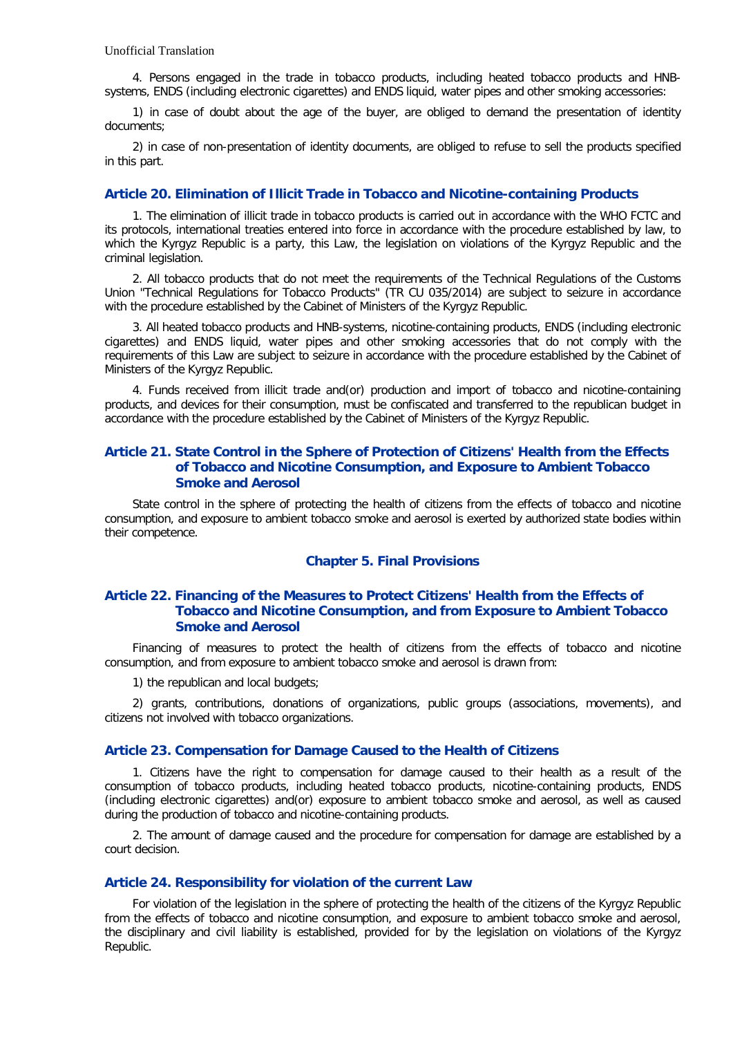4. Persons engaged in the trade in tobacco products, including heated tobacco products and HNB-systems, ENDS (including electronic cigarettes) and ENDS liquid, water pipes and other smoking accessories:

1) in case of doubt about the age of the buyer, are obliged to demand the presentation of identity documents;

2) in case of non-presentation of identity documents, are obliged to refuse to sell the products specified in this part.

### Article 20. Elimination of Illicit Trade in Tobacco and Nicotine-containing Products

1. The elimination of illicit trade in tobacco products is carried out in accordance with the WHO FCTC and its protocols, international treaties entered into force in accordance with the procedure established by law, to which the Kyrgyz Republic is a party, this Law, the legislation on violations of the Kyrgyz Republic and the criminal legislation.

2. All tobacco products that do not meet the requirements of the Technical Regulations of the Customs Union "Technical Regulations for Tobacco Products" (TR CU 035/2014) are subject to seizure in accordance with the procedure established by the Cabinet of Ministers of the Kyrgyz Republic.

3. All heated tobacco products and HNB-systems, nicotine-containing products, ENDS (including electronic cigarettes) and ENDS liquid, water pipes and other smoking accessories that do not comply with the requirements of this Law are subject to seizure in accordance with the procedure established by the Cabinet of Ministers of the Kyrgyz Republic.

4. Funds received from illicit trade and(or) production and import of tobacco and nicotine-containing products, and devices for their consumption, must be confiscated and transferred to the republican budget in accordance with the procedure established by the Cabinet of Ministers of the Kyrgyz Republic.

### Article 21. State Control in the Sphere of Protection of Citizens' Health from the Effects of Tobacco and Nicotine Consumption, and Exposure to Ambient Tobacco Smoke and Aerosol

State control in the sphere of protecting the health of citizens from the effects of tobacco and nicotine consumption, and exposure to ambient tobacco smoke and aerosol is exerted by authorized state bodies within their competence.

## Chapter 5. Final Provisions

### Article 22. Financing of the Measures to Protect Citizens' Health from the Effects of Tobacco and Nicotine Consumption, and from Exposure to Ambient Tobacco Smoke and Aerosol

Financing of measures to protect the health of citizens from the effects of tobacco and nicotine consumption, and from exposure to ambient tobacco smoke and aerosol is drawn from:

1) the republican and local budgets;

2) grants, contributions, donations of organizations, public groups (associations, movements), and citizens not involved with tobacco organizations.

### Article 23. Compensation for Damage Caused to the Health of Citizens

1. Citizens have the right to compensation for damage caused to their health as a result of the consumption of tobacco products, including heated tobacco products, nicotine-containing products, ENDS (including electronic cigarettes) and(or) exposure to ambient tobacco smoke and aerosol, as well as caused during the production of tobacco and nicotine-containing products.

2. The amount of damage caused and the procedure for compensation for damage are established by a court decision.

### Article 24. Responsibility for violation of the current Law

For violation of the legislation in the sphere of protecting the health of the citizens of the Kyrgyz Republic from the effects of tobacco and nicotine consumption, and exposure to ambient tobacco smoke and aerosol, the disciplinary and civil liability is established, provided for by the legislation on violations of the Kyrgyz Republic.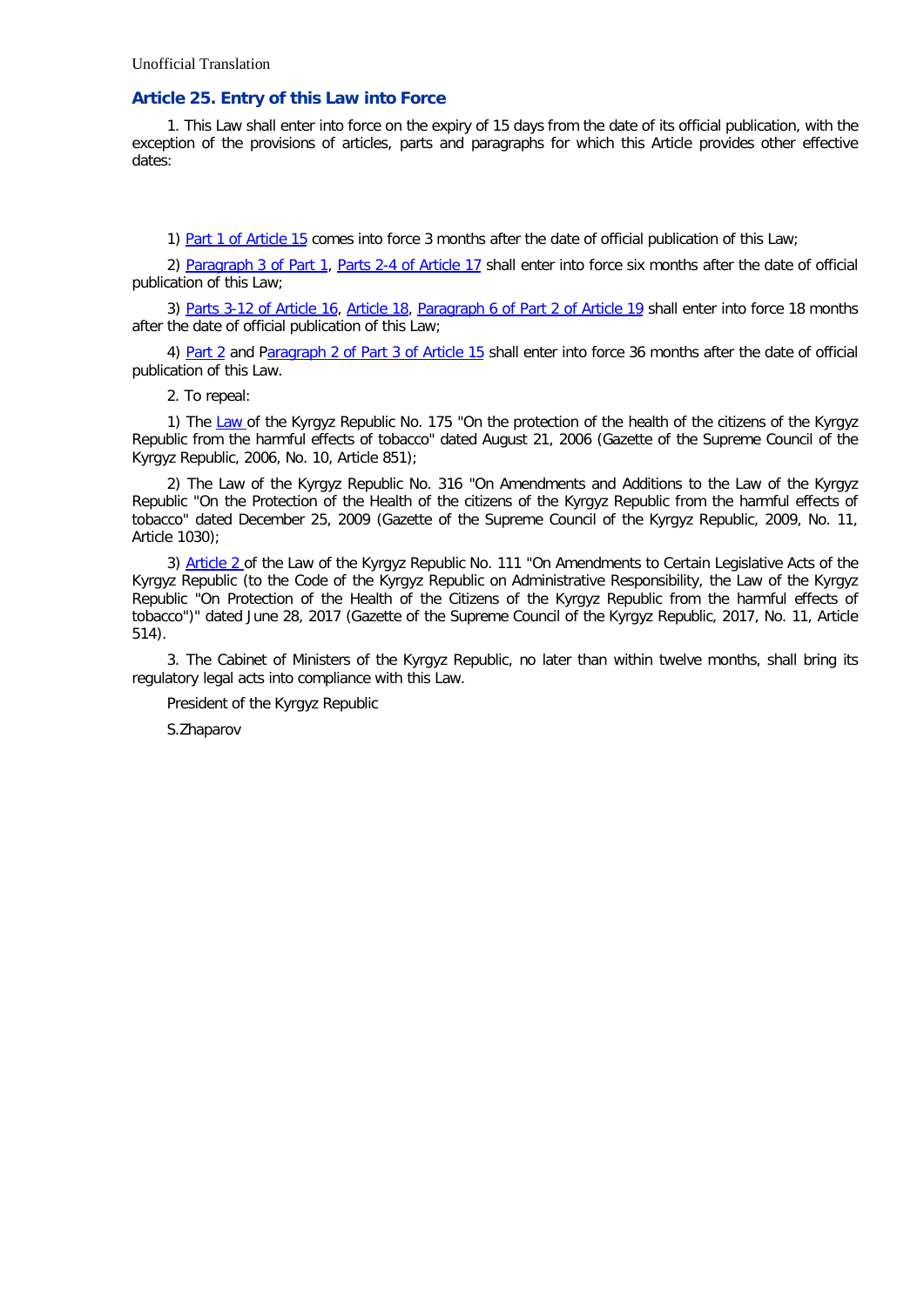Unofficial Translation

### Article 25. Entry of this Law into Force

1. This Law shall enter into force on the expiry of 15 days from the date of its official publication, with the exception of the provisions of articles, parts and paragraphs for which this Article provides other effective dates:

1) Part 1 of Article 15 comes into force 3 months after the date of official publication of this Law;

2) Paragraph 3 of Part 1, Parts 2-4 of Article 17 shall enter into force six months after the date of official publication of this Law;

3) Parts 3-12 of Article 16, Article 18, Paragraph 6 of Part 2 of Article 19 shall enter into force 18 months after the date of official publication of this Law;

4) Part 2 and Paragraph 2 of Part 3 of Article 15 shall enter into force 36 months after the date of official publication of this Law.

2. To repeal:

1) The Law of the Kyrgyz Republic No. 175 "On the protection of the health of the citizens of the Kyrgyz Republic from the harmful effects of tobacco" dated August 21, 2006 (Gazette of the Supreme Council of the Kyrgyz Republic, 2006, No. 10, Article 851);

2) The Law of the Kyrgyz Republic No. 316 "On Amendments and Additions to the Law of the Kyrgyz Republic "On the Protection of the Health of the citizens of the Kyrgyz Republic from the harmful effects of tobacco" dated December 25, 2009 (Gazette of the Supreme Council of the Kyrgyz Republic, 2009, No. 11, Article 1030);

3) Article 2 of the Law of the Kyrgyz Republic No. 111 "On Amendments to Certain Legislative Acts of the Kyrgyz Republic (to the Code of the Kyrgyz Republic on Administrative Responsibility, the Law of the Kyrgyz Republic "On Protection of the Health of the Citizens of the Kyrgyz Republic from the harmful effects of tobacco")" dated June 28, 2017 (Gazette of the Supreme Council of the Kyrgyz Republic, 2017, No. 11, Article 514).

3. The Cabinet of Ministers of the Kyrgyz Republic, no later than within twelve months, shall bring its regulatory legal acts into compliance with this Law.

President of the Kyrgyz Republic

S.Zhaparov